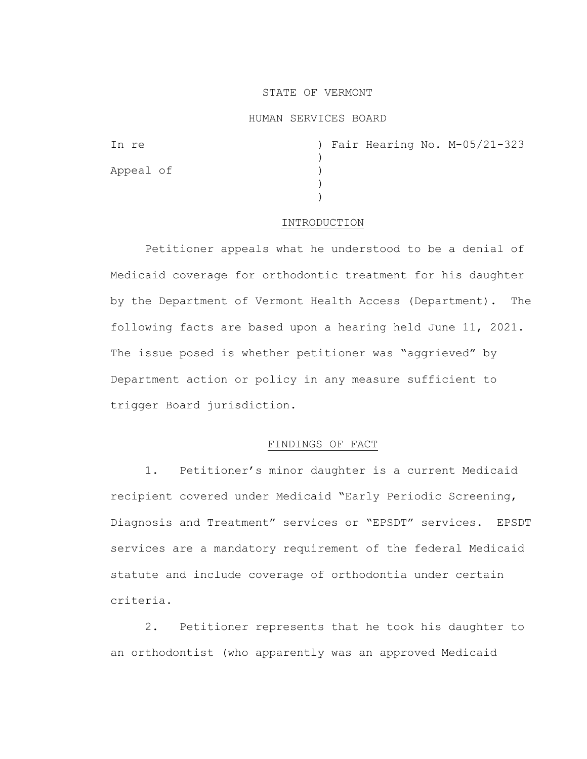STATE OF VERMONT

HUMAN SERVICES BOARD

| | |
|---|---|
| In re | ) Fair Hearing No. M-05/21-323 |
| | ) |
| Appeal of | ) |
| | ) |
| | ) |

## INTRODUCTION

Petitioner appeals what he understood to be a denial of Medicaid coverage for orthodontic treatment for his daughter by the Department of Vermont Health Access (Department). The following facts are based upon a hearing held June 11, 2021. The issue posed is whether petitioner was "aggrieved" by Department action or policy in any measure sufficient to trigger Board jurisdiction.

## FINDINGS OF FACT

1. Petitioner's minor daughter is a current Medicaid recipient covered under Medicaid "Early Periodic Screening, Diagnosis and Treatment" services or "EPSDT" services. EPSDT services are a mandatory requirement of the federal Medicaid statute and include coverage of orthodontia under certain criteria.

2. Petitioner represents that he took his daughter to an orthodontist (who apparently was an approved Medicaid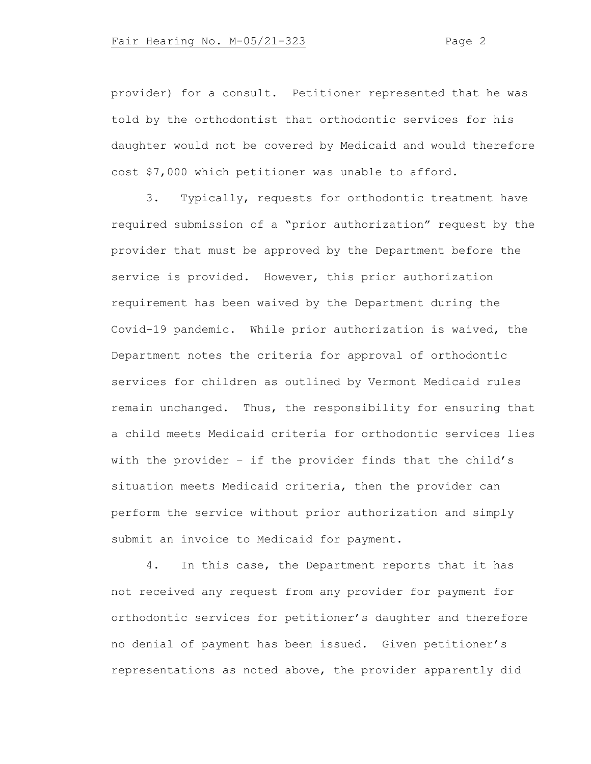provider) for a consult. Petitioner represented that he was told by the orthodontist that orthodontic services for his daughter would not be covered by Medicaid and would therefore cost $7,000 which petitioner was unable to afford.

3. Typically, requests for orthodontic treatment have required submission of a "prior authorization" request by the provider that must be approved by the Department before the service is provided. However, this prior authorization requirement has been waived by the Department during the Covid-19 pandemic. While prior authorization is waived, the Department notes the criteria for approval of orthodontic services for children as outlined by Vermont Medicaid rules remain unchanged. Thus, the responsibility for ensuring that a child meets Medicaid criteria for orthodontic services lies with the provider – if the provider finds that the child's situation meets Medicaid criteria, then the provider can perform the service without prior authorization and simply submit an invoice to Medicaid for payment.

4. In this case, the Department reports that it has not received any request from any provider for payment for orthodontic services for petitioner's daughter and therefore no denial of payment has been issued. Given petitioner's representations as noted above, the provider apparently did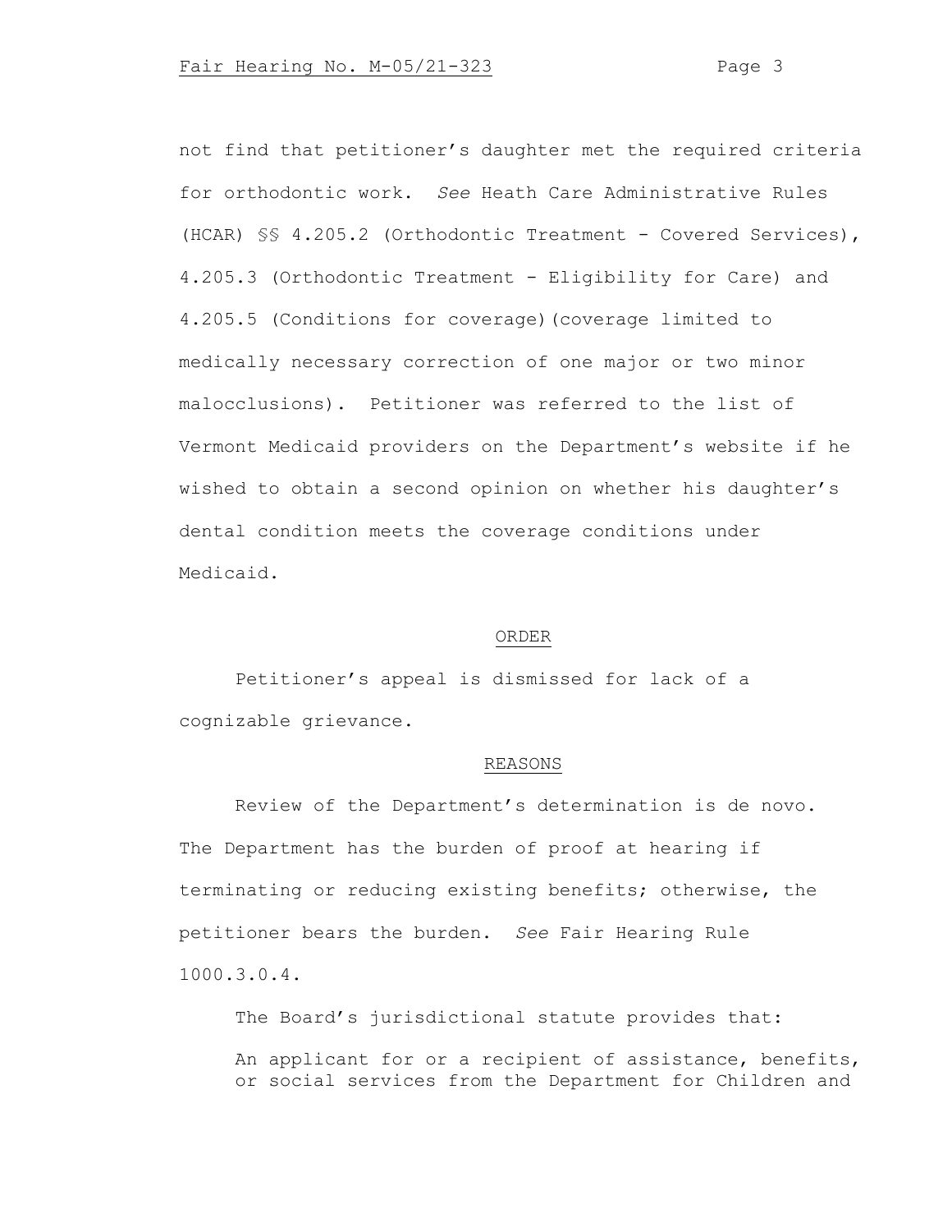not find that petitioner's daughter met the required criteria for orthodontic work. *See* Heath Care Administrative Rules (HCAR) §§ 4.205.2 (Orthodontic Treatment - Covered Services), 4.205.3 (Orthodontic Treatment - Eligibility for Care) and 4.205.5 (Conditions for coverage)(coverage limited to medically necessary correction of one major or two minor malocclusions). Petitioner was referred to the list of Vermont Medicaid providers on the Department's website if he wished to obtain a second opinion on whether his daughter's dental condition meets the coverage conditions under Medicaid.

## ORDER

Petitioner's appeal is dismissed for lack of a cognizable grievance.

## REASONS

Review of the Department's determination is de novo. The Department has the burden of proof at hearing if terminating or reducing existing benefits; otherwise, the petitioner bears the burden. *See* Fair Hearing Rule 1000.3.0.4.

The Board's jurisdictional statute provides that:

> An applicant for or a recipient of assistance, benefits, or social services from the Department for Children and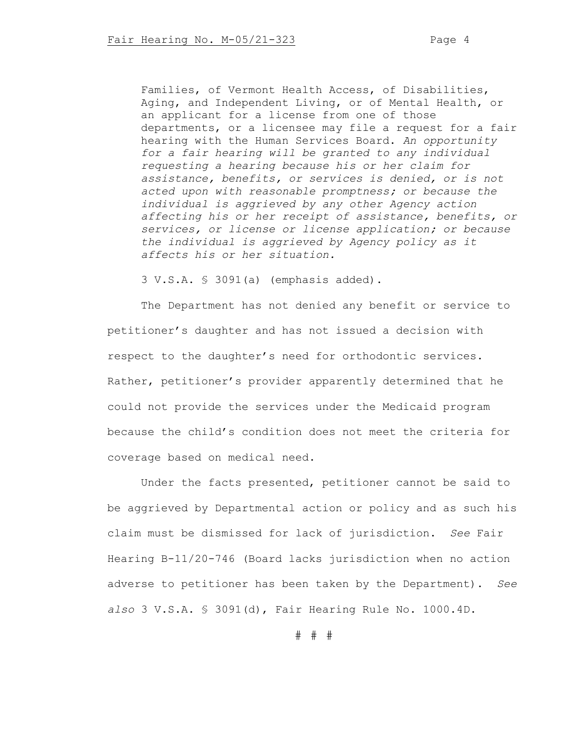> Families, of Vermont Health Access, of Disabilities, Aging, and Independent Living, or of Mental Health, or an applicant for a license from one of those departments, or a licensee may file a request for a fair hearing with the Human Services Board. *An opportunity for a fair hearing will be granted to any individual requesting a hearing because his or her claim for assistance, benefits, or services is denied, or is not acted upon with reasonable promptness; or because the individual is aggrieved by any other Agency action affecting his or her receipt of assistance, benefits, or services, or license or license application; or because the individual is aggrieved by Agency policy as it affects his or her situation.*
>
> 3 V.S.A. § 3091(a) (emphasis added).

The Department has not denied any benefit or service to petitioner's daughter and has not issued a decision with respect to the daughter's need for orthodontic services. Rather, petitioner's provider apparently determined that he could not provide the services under the Medicaid program because the child's condition does not meet the criteria for coverage based on medical need.

Under the facts presented, petitioner cannot be said to be aggrieved by Departmental action or policy and as such his claim must be dismissed for lack of jurisdiction. *See* Fair Hearing B-11/20-746 (Board lacks jurisdiction when no action adverse to petitioner has been taken by the Department). *See also* 3 V.S.A. § 3091(d), Fair Hearing Rule No. 1000.4D.

# # #